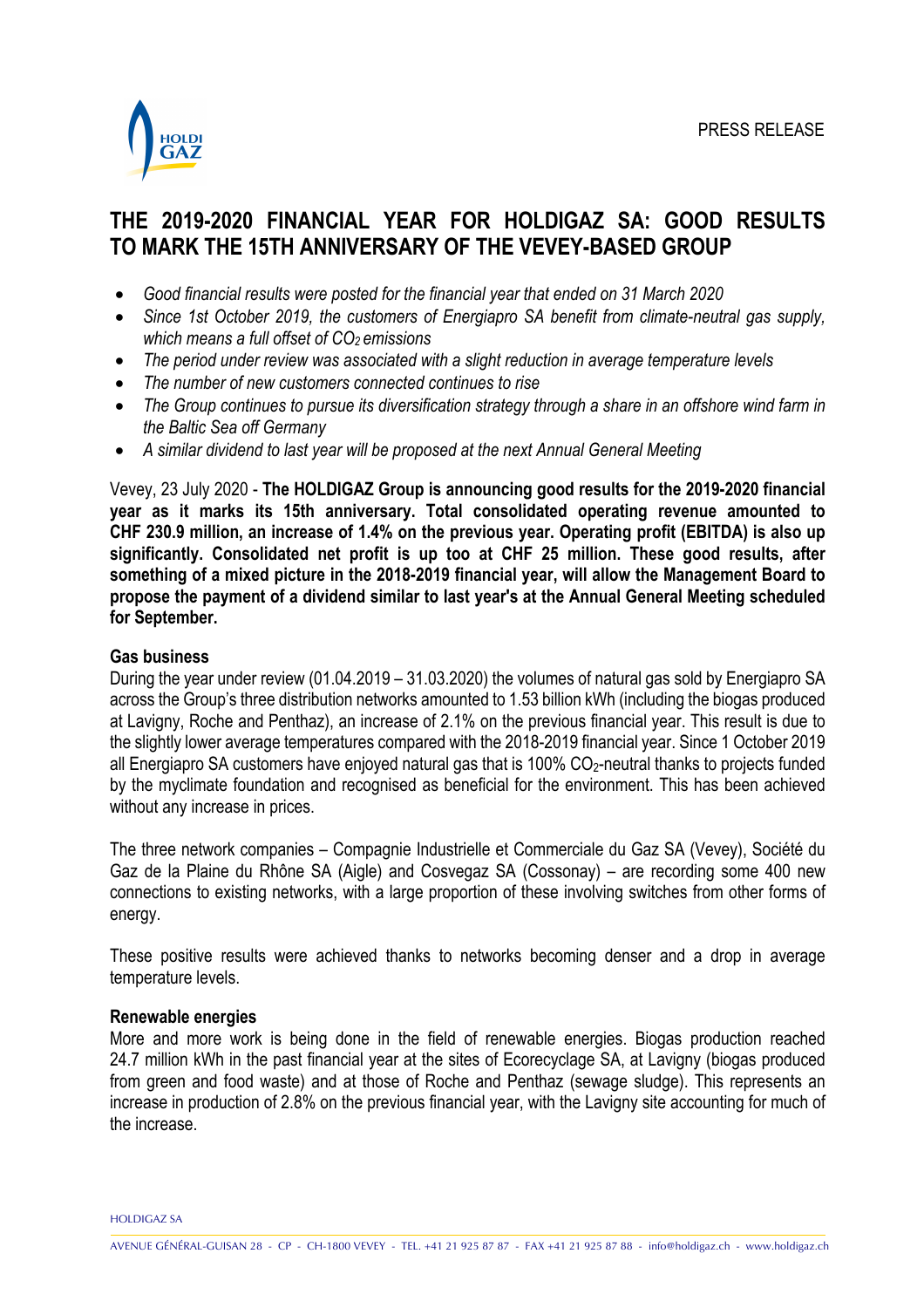PRESS RELEASE

# THE 2019-2020 FINANCIAL YEAR FOR HOLDIGAZ SA: GOOD RESULTS TO MARK THE 15TH ANNIVERSARY OF THE VEVEY-BASED GROUP

- *Good financial results were posted for the financial year that ended on 31 March 2020*
- *Since 1st October 2019, the customers of Energiapro SA benefit from climate-neutral gas supply, which means a full offset of $CO_2$ emissions*
- *The period under review was associated with a slight reduction in average temperature levels*
- *The number of new customers connected continues to rise*
- *The Group continues to pursue its diversification strategy through a share in an offshore wind farm in the Baltic Sea off Germany*
- *A similar dividend to last year will be proposed at the next Annual General Meeting*

Vevey, 23 July 2020 - **The HOLDIGAZ Group is announcing good results for the 2019-2020 financial year as it marks its 15th anniversary. Total consolidated operating revenue amounted to CHF 230.9 million, an increase of 1.4% on the previous year. Operating profit (EBITDA) is also up significantly. Consolidated net profit is up too at CHF 25 million. These good results, after something of a mixed picture in the 2018-2019 financial year, will allow the Management Board to propose the payment of a dividend similar to last year's at the Annual General Meeting scheduled for September.**

**Gas business**

During the year under review (01.04.2019 – 31.03.2020) the volumes of natural gas sold by Energiapro SA across the Group's three distribution networks amounted to 1.53 billion kWh (including the biogas produced at Lavigny, Roche and Penthaz), an increase of 2.1% on the previous financial year. This result is due to the slightly lower average temperatures compared with the 2018-2019 financial year. Since 1 October 2019 all Energiapro SA customers have enjoyed natural gas that is 100% $CO_2$-neutral thanks to projects funded by the myclimate foundation and recognised as beneficial for the environment. This has been achieved without any increase in prices.

The three network companies – Compagnie Industrielle et Commerciale du Gaz SA (Vevey), Société du Gaz de la Plaine du Rhône SA (Aigle) and Cosvegaz SA (Cossonay) – are recording some 400 new connections to existing networks, with a large proportion of these involving switches from other forms of energy.

These positive results were achieved thanks to networks becoming denser and a drop in average temperature levels.

**Renewable energies**

More and more work is being done in the field of renewable energies. Biogas production reached 24.7 million kWh in the past financial year at the sites of Ecorecyclage SA, at Lavigny (biogas produced from green and food waste) and at those of Roche and Penthaz (sewage sludge). This represents an increase in production of 2.8% on the previous financial year, with the Lavigny site accounting for much of the increase.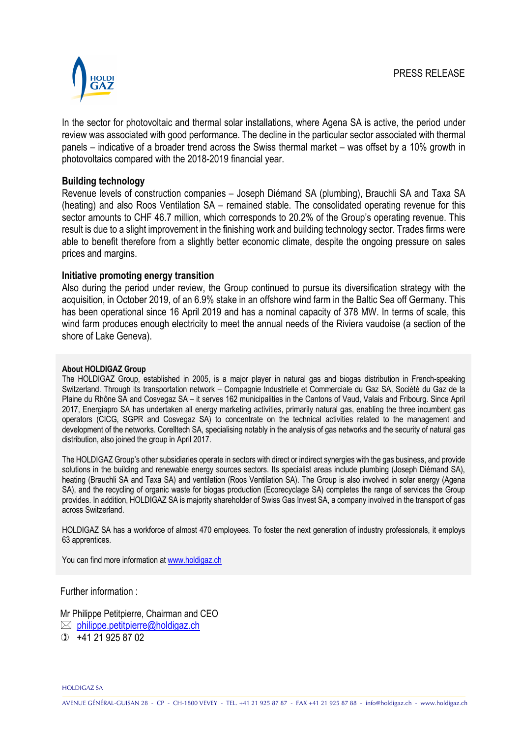PRESS RELEASE

In the sector for photovoltaic and thermal solar installations, where Agena SA is active, the period under review was associated with good performance. The decline in the particular sector associated with thermal panels – indicative of a broader trend across the Swiss thermal market – was offset by a 10% growth in photovoltaics compared with the 2018-2019 financial year.

**Building technology**

Revenue levels of construction companies – Joseph Diémand SA (plumbing), Brauchli SA and Taxa SA (heating) and also Roos Ventilation SA – remained stable. The consolidated operating revenue for this sector amounts to CHF 46.7 million, which corresponds to 20.2% of the Group's operating revenue. This result is due to a slight improvement in the finishing work and building technology sector. Trades firms were able to benefit therefore from a slightly better economic climate, despite the ongoing pressure on sales prices and margins.

**Initiative promoting energy transition**

Also during the period under review, the Group continued to pursue its diversification strategy with the acquisition, in October 2019, of an 6.9% stake in an offshore wind farm in the Baltic Sea off Germany. This has been operational since 16 April 2019 and has a nominal capacity of 378 MW. In terms of scale, this wind farm produces enough electricity to meet the annual needs of the Riviera vaudoise (a section of the shore of Lake Geneva).

**About HOLDIGAZ Group**

The HOLDIGAZ Group, established in 2005, is a major player in natural gas and biogas distribution in French-speaking Switzerland. Through its transportation network – Compagnie Industrielle et Commerciale du Gaz SA, Société du Gaz de la Plaine du Rhône SA and Cosvegaz SA – it serves 162 municipalities in the Cantons of Vaud, Valais and Fribourg. Since April 2017, Energiapro SA has undertaken all energy marketing activities, primarily natural gas, enabling the three incumbent gas operators (CICG, SGPR and Cosvegaz SA) to concentrate on the technical activities related to the management and development of the networks. Corelltech SA, specialising notably in the analysis of gas networks and the security of natural gas distribution, also joined the group in April 2017.

The HOLDIGAZ Group's other subsidiaries operate in sectors with direct or indirect synergies with the gas business, and provide solutions in the building and renewable energy sources sectors. Its specialist areas include plumbing (Joseph Diémand SA), heating (Brauchli SA and Taxa SA) and ventilation (Roos Ventilation SA). The Group is also involved in solar energy (Agena SA), and the recycling of organic waste for biogas production (Ecorecyclage SA) completes the range of services the Group provides. In addition, HOLDIGAZ SA is majority shareholder of Swiss Gas Invest SA, a company involved in the transport of gas across Switzerland.

HOLDIGAZ SA has a workforce of almost 470 employees. To foster the next generation of industry professionals, it employs 63 apprentices.

You can find more information at www.holdigaz.ch

Further information :

Mr Philippe Petitpierre, Chairman and CEO

✉ philippe.petitpierre@holdigaz.ch

✆ +41 21 925 87 02

HOLDIGAZ SA

AVENUE GÉNÉRAL-GUISAN 28 - CP - CH-1800 VEVEY - TEL. +41 21 925 87 87 - FAX +41 21 925 87 88 - info@holdigaz.ch - www.holdigaz.ch